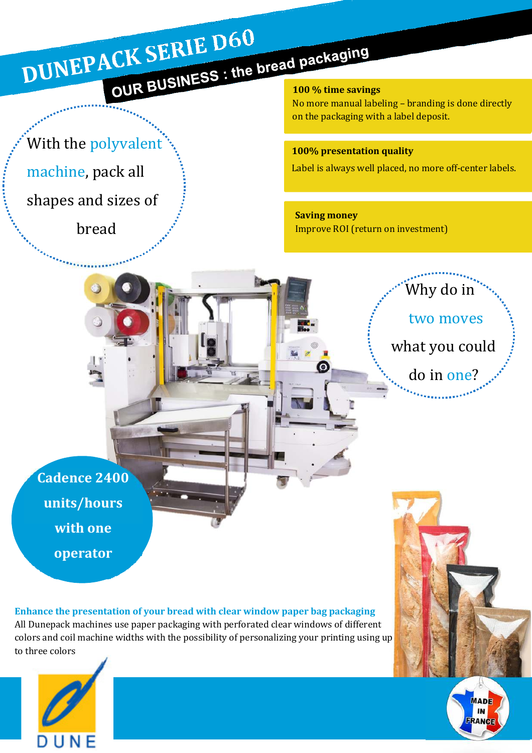# DUNEPACK SERIE D60

## OUR BUSINESS : the bread packaging

**100 % time savings**
No more manual labeling – branding is done directly on the packaging with a label deposit.

**100% presentation quality**
Label is always well placed, no more off-center labels.

**Saving money**
Improve ROI (return on investment)

With the polyvalent machine, pack all shapes and sizes of bread

Why do in two moves what you could do in one?

**Cadence 2400 units/hours with one operator**

**Enhance the presentation of your bread with clear window paper bag packaging**

All Dunepack machines use paper packaging with perforated clear windows of different colors and coil machine widths with the possibility of personalizing your printing using up to three colors

DUNE

MADE IN FRANCE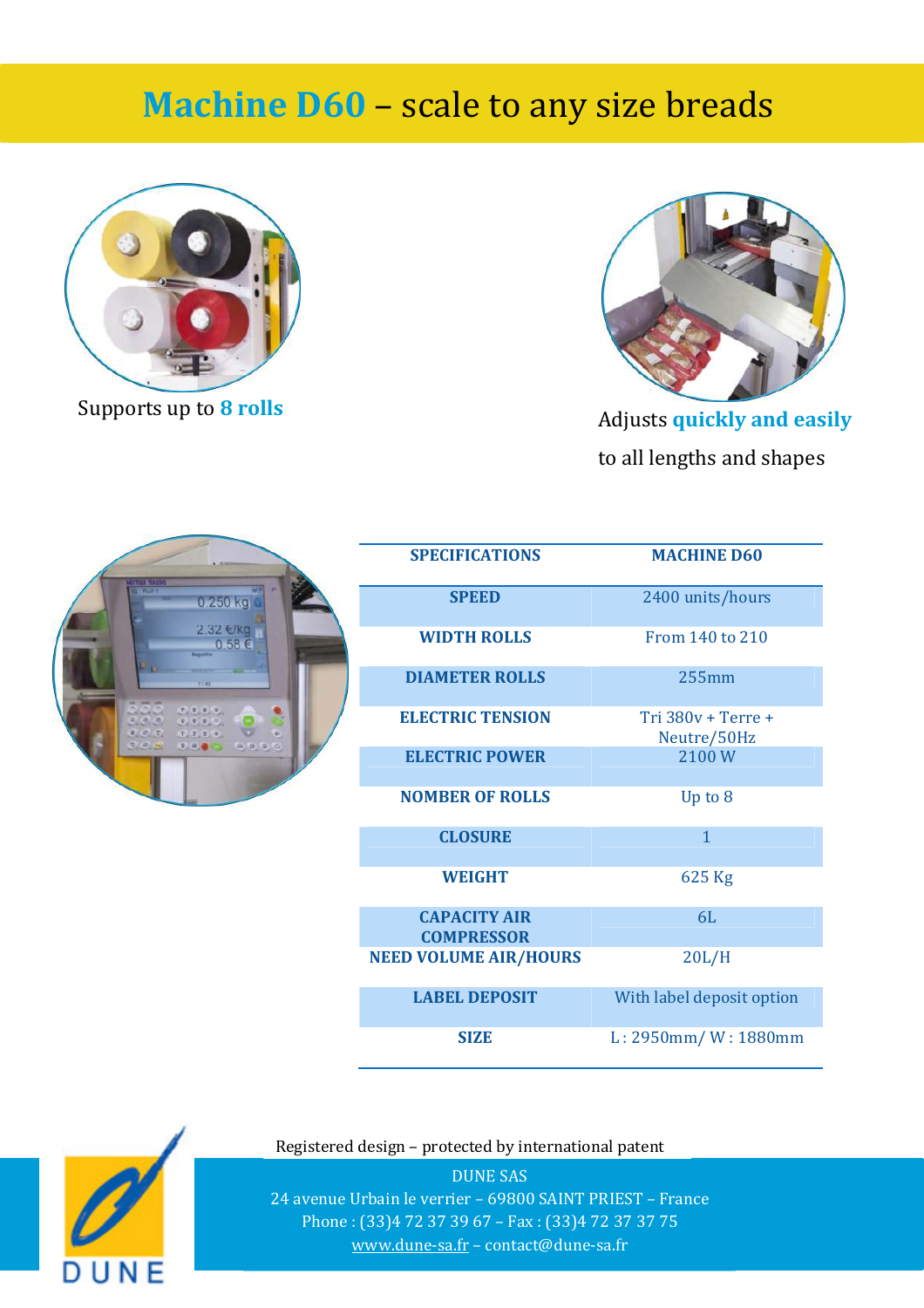# Machine D60 – scale to any size breads

Supports up to **8 rolls**

Adjusts **quickly and easily** to all lengths and shapes

| SPECIFICATIONS | MACHINE D60 |
|---|---|
| SPEED | 2400 units/hours |
| WIDTH ROLLS | From 140 to 210 |
| DIAMETER ROLLS | 255mm |
| ELECTRIC TENSION | Tri 380v + Terre + Neutre/50Hz |
| ELECTRIC POWER | 2100 W |
| NOMBER OF ROLLS | Up to 8 |
| CLOSURE | 1 |
| WEIGHT | 625 Kg |
| CAPACITY AIR COMPRESSOR | 6L |
| NEED VOLUME AIR/HOURS | 20L/H |
| LABEL DEPOSIT | With label deposit option |
| SIZE | L : 2950mm/ W : 1880mm |

Registered design – protected by international patent

DUNE SAS
24 avenue Urbain le verrier – 69800 SAINT PRIEST – France
Phone : (33)4 72 37 39 67 – Fax : (33)4 72 37 37 75
www.dune-sa.fr – contact@dune-sa.fr

DUNE